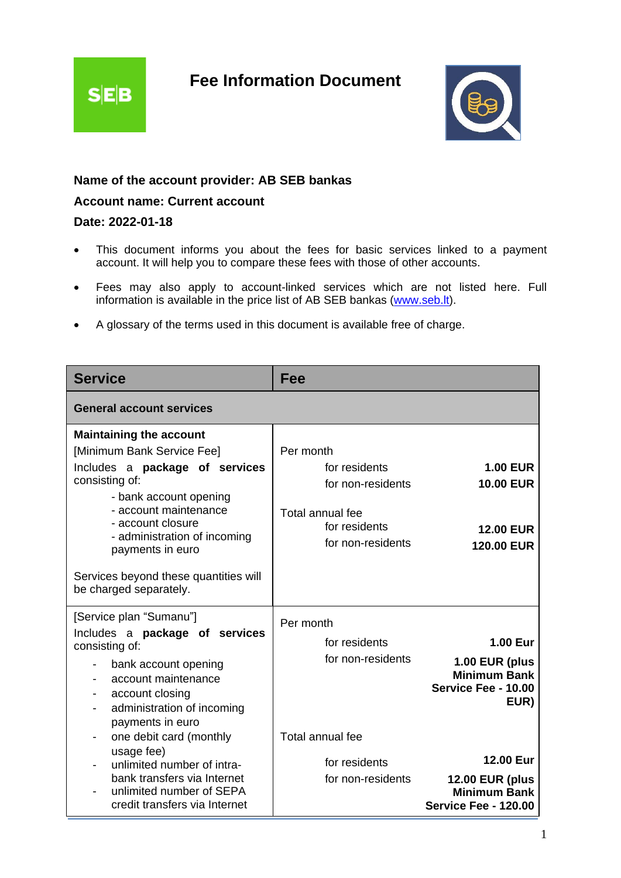# Fee Information Document

**Name of the account provider: AB SEB bankas**

**Account name: Current account**

**Date: 2022-01-18**

- This document informs you about the fees for basic services linked to a payment account. It will help you to compare these fees with those of other accounts.
- Fees may also apply to account-linked services which are not listed here. Full information is available in the price list of AB SEB bankas (www.seb.lt).
- A glossary of the terms used in this document is available free of charge.

| Service | Fee |
|---|---|
| **General account services** | |
| **Maintaining the account**<br>[Minimum Bank Service Fee]<br>Includes a **package of services** consisting of:<br>- bank account opening<br>- account maintenance<br>- account closure<br>- administration of incoming payments in euro<br><br>Services beyond these quantities will be charged separately. | Per month<br>for residents **1.00 EUR**<br>for non-residents **10.00 EUR**<br><br>Total annual fee<br>for residents **12.00 EUR**<br>for non-residents **120.00 EUR** |
| [Service plan "Sumanu"]<br>Includes a **package of services** consisting of:<br>- bank account opening<br>- account maintenance<br>- account closing<br>- administration of incoming payments in euro<br>- one debit card (monthly usage fee)<br>- unlimited number of intra-bank transfers via Internet<br>- unlimited number of SEPA credit transfers via Internet | Per month<br>for residents **1.00 Eur**<br>for non-residents **1.00 EUR (plus Minimum Bank Service Fee - 10.00 EUR)**<br><br>Total annual fee<br>for residents **12.00 Eur**<br>for non-residents **12.00 EUR (plus Minimum Bank Service Fee - 120.00** |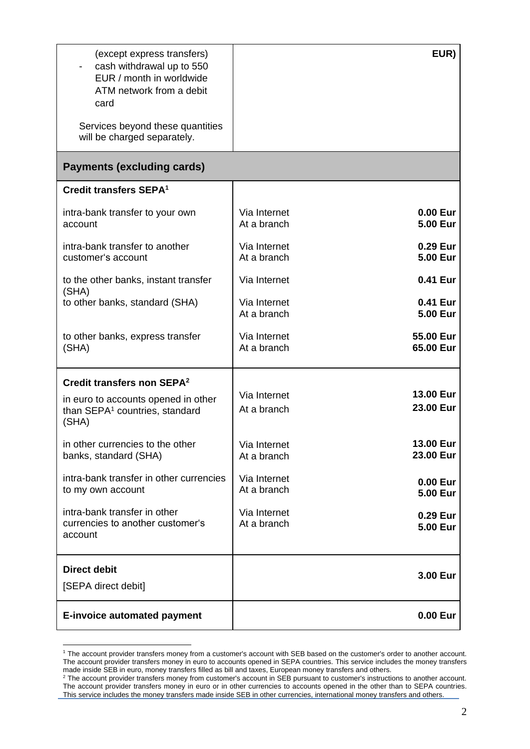| | | |
|---|---|---|
| (except express transfers)<br>- cash withdrawal up to 550 EUR / month in worldwide ATM network from a debit card<br><br>Services beyond these quantities will be charged separately. | | **EUR)** |
| **Payments (excluding cards)** | | |
| **Credit transfers SEPA**[1] | | |
| intra-bank transfer to your own account | Via Internet<br>At a branch | **0.00 Eur**<br>**5.00 Eur** |
| intra-bank transfer to another customer's account | Via Internet<br>At a branch | **0.29 Eur**<br>**5.00 Eur** |
| to the other banks, instant transfer (SHA) | Via Internet | **0.41 Eur** |
| to other banks, standard (SHA) | Via Internet<br>At a branch | **0.41 Eur**<br>**5.00 Eur** |
| to other banks, express transfer (SHA) | Via Internet<br>At a branch | **55.00 Eur**<br>**65.00 Eur** |
| **Credit transfers non SEPA**[2] | | |
| in euro to accounts opened in other than SEPA[1] countries, standard (SHA) | Via Internet<br>At a branch | **13.00 Eur**<br>**23.00 Eur** |
| in other currencies to the other banks, standard (SHA) | Via Internet<br>At a branch | **13.00 Eur**<br>**23.00 Eur** |
| intra-bank transfer in other currencies to my own account | Via Internet<br>At a branch | **0.00 Eur**<br>**5.00 Eur** |
| intra-bank transfer in other currencies to another customer's account | Via Internet<br>At a branch | **0.29 Eur**<br>**5.00 Eur** |
| **Direct debit**<br>[SEPA direct debit] | | **3.00 Eur** |
| **E-invoice automated payment** | | **0.00 Eur** |

[1] The account provider transfers money from a customer's account with SEB based on the customer's order to another account. The account provider transfers money in euro to accounts opened in SEPA countries. This service includes the money transfers made inside SEB in euro, money transfers filled as bill and taxes, European money transfers and others.

[2] The account provider transfers money from customer's account in SEB pursuant to customer's instructions to another account. The account provider transfers money in euro or in other currencies to accounts opened in the other than to SEPA countries. This service includes the money transfers made inside SEB in other currencies, international money transfers and others.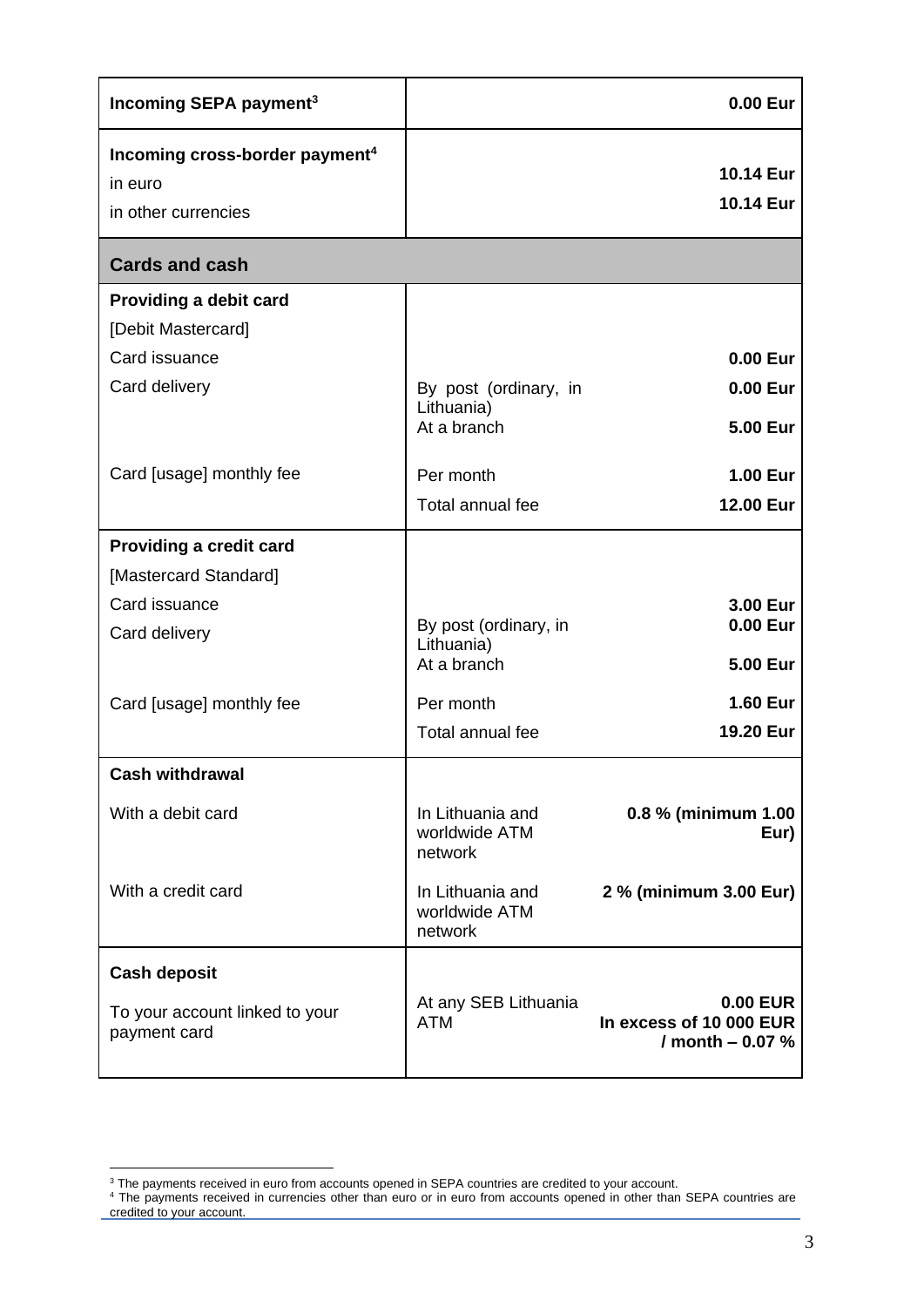| | | |
|---|---|---|
| **Incoming SEPA payment**[3] | | **0.00 Eur** |
| **Incoming cross-border payment**[4] | | |
| in euro | | **10.14 Eur** |
| in other currencies | | **10.14 Eur** |
| **Cards and cash** | | |
| **Providing a debit card** | | |
| [Debit Mastercard] | | |
| Card issuance | | **0.00 Eur** |
| Card delivery | By post (ordinary, in Lithuania) | **0.00 Eur** |
| | At a branch | **5.00 Eur** |
| Card [usage] monthly fee | Per month | **1.00 Eur** |
| | Total annual fee | **12.00 Eur** |
| **Providing a credit card** | | |
| [Mastercard Standard] | | |
| Card issuance | | **3.00 Eur** |
| Card delivery | By post (ordinary, in Lithuania) | **0.00 Eur** |
| | At a branch | **5.00 Eur** |
| Card [usage] monthly fee | Per month | **1.60 Eur** |
| | Total annual fee | **19.20 Eur** |
| **Cash withdrawal** | | |
| With a debit card | In Lithuania and worldwide ATM network | **0.8 % (minimum 1.00 Eur)** |
| With a credit card | In Lithuania and worldwide ATM network | **2 % (minimum 3.00 Eur)** |
| **Cash deposit** | | |
| To your account linked to your payment card | At any SEB Lithuania ATM | **0.00 EUR In excess of 10 000 EUR / month – 0.07 %** |

[3] The payments received in euro from accounts opened in SEPA countries are credited to your account.

[4] The payments received in currencies other than euro or in euro from accounts opened in other than SEPA countries are credited to your account.